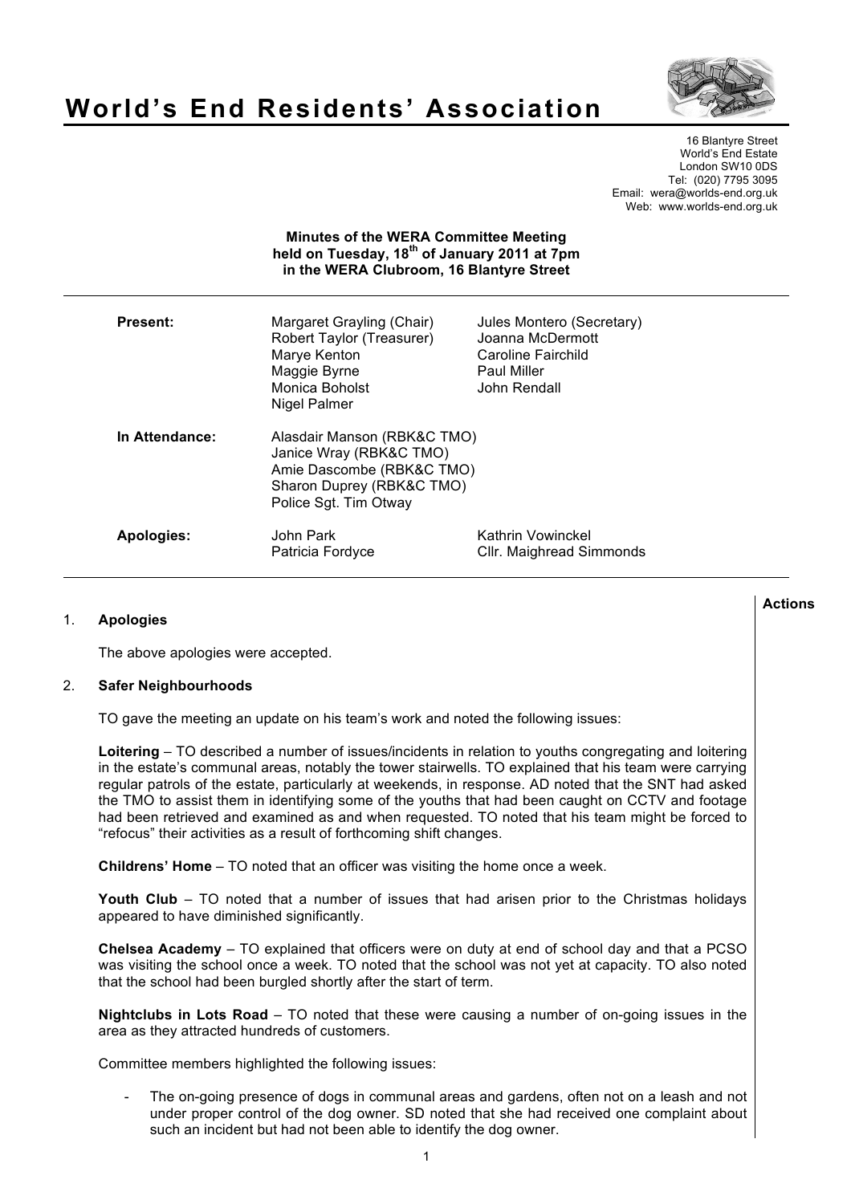# World's End Residents' Association

16 Blantyre Street
World's End Estate
London SW10 0DS
Tel: (020) 7795 3095
Email: wera@worlds-end.org.uk
Web: www.worlds-end.org.uk

**Minutes of the WERA Committee Meeting held on Tuesday, 18th of January 2011 at 7pm in the WERA Clubroom, 16 Blantyre Street**

| | | |
|---|---|---|
| **Present:** | Margaret Grayling (Chair)<br>Robert Taylor (Treasurer)<br>Marye Kenton<br>Maggie Byrne<br>Monica Boholst<br>Nigel Palmer | Jules Montero (Secretary)<br>Joanna McDermott<br>Caroline Fairchild<br>Paul Miller<br>John Rendall |
| **In Attendance:** | Alasdair Manson (RBK&C TMO)<br>Janice Wray (RBK&C TMO)<br>Amie Dascombe (RBK&C TMO)<br>Sharon Duprey (RBK&C TMO)<br>Police Sgt. Tim Otway | |
| **Apologies:** | John Park<br>Patricia Fordyce | Kathrin Vowinckel<br>Cllr. Maighread Simmonds |

**Actions**

1. **Apologies**

   The above apologies were accepted.

2. **Safer Neighbourhoods**

   TO gave the meeting an update on his team's work and noted the following issues:

   **Loitering** – TO described a number of issues/incidents in relation to youths congregating and loitering in the estate's communal areas, notably the tower stairwells. TO explained that his team were carrying regular patrols of the estate, particularly at weekends, in response. AD noted that the SNT had asked the TMO to assist them in identifying some of the youths that had been caught on CCTV and footage had been retrieved and examined as and when requested. TO noted that his team might be forced to "refocus" their activities as a result of forthcoming shift changes.

   **Childrens' Home** – TO noted that an officer was visiting the home once a week.

   **Youth Club** – TO noted that a number of issues that had arisen prior to the Christmas holidays appeared to have diminished significantly.

   **Chelsea Academy** – TO explained that officers were on duty at end of school day and that a PCSO was visiting the school once a week. TO noted that the school was not yet at capacity. TO also noted that the school had been burgled shortly after the start of term.

   **Nightclubs in Lots Road** – TO noted that these were causing a number of on-going issues in the area as they attracted hundreds of customers.

   Committee members highlighted the following issues:

   - The on-going presence of dogs in communal areas and gardens, often not on a leash and not under proper control of the dog owner. SD noted that she had received one complaint about such an incident but had not been able to identify the dog owner.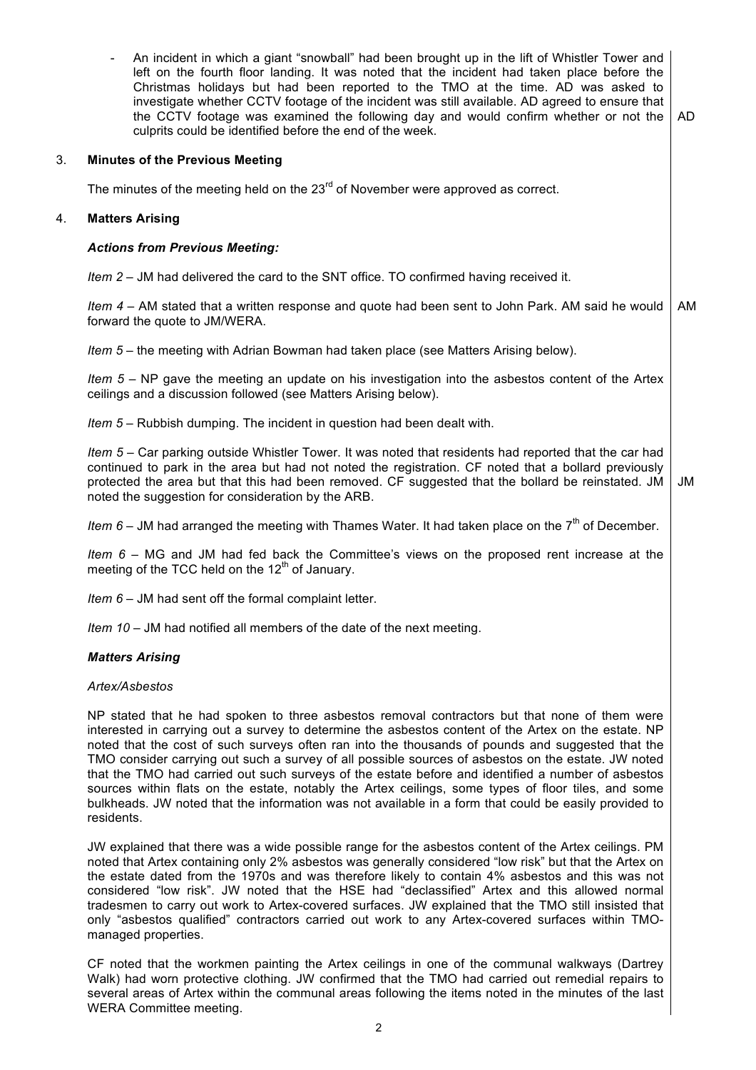- An incident in which a giant "snowball" had been brought up in the lift of Whistler Tower and left on the fourth floor landing. It was noted that the incident had taken place before the Christmas holidays but had been reported to the TMO at the time. AD was asked to investigate whether CCTV footage of the incident was still available. AD agreed to ensure that the CCTV footage was examined the following day and would confirm whether or not the culprits could be identified before the end of the week. **AD**

## 3. Minutes of the Previous Meeting

The minutes of the meeting held on the 23rd of November were approved as correct.

## 4. Matters Arising

### *Actions from Previous Meeting:*

*Item 2* – JM had delivered the card to the SNT office. TO confirmed having received it.

*Item 4* – AM stated that a written response and quote had been sent to John Park. AM said he would forward the quote to JM/WERA. **AM**

*Item 5* – the meeting with Adrian Bowman had taken place (see Matters Arising below).

*Item 5* – NP gave the meeting an update on his investigation into the asbestos content of the Artex ceilings and a discussion followed (see Matters Arising below).

*Item 5* – Rubbish dumping. The incident in question had been dealt with.

*Item 5* – Car parking outside Whistler Tower. It was noted that residents had reported that the car had continued to park in the area but had not noted the registration. CF noted that a bollard previously protected the area but that this had been removed. CF suggested that the bollard be reinstated. JM noted the suggestion for consideration by the ARB. **JM**

*Item 6* – JM had arranged the meeting with Thames Water. It had taken place on the 7th of December.

*Item 6* – MG and JM had fed back the Committee's views on the proposed rent increase at the meeting of the TCC held on the 12th of January.

*Item 6* – JM had sent off the formal complaint letter.

*Item 10* – JM had notified all members of the date of the next meeting.

### *Matters Arising*

*Artex/Asbestos*

NP stated that he had spoken to three asbestos removal contractors but that none of them were interested in carrying out a survey to determine the asbestos content of the Artex on the estate. NP noted that the cost of such surveys often ran into the thousands of pounds and suggested that the TMO consider carrying out such a survey of all possible sources of asbestos on the estate. JW noted that the TMO had carried out such surveys of the estate before and identified a number of asbestos sources within flats on the estate, notably the Artex ceilings, some types of floor tiles, and some bulkheads. JW noted that the information was not available in a form that could be easily provided to residents.

JW explained that there was a wide possible range for the asbestos content of the Artex ceilings. PM noted that Artex containing only 2% asbestos was generally considered "low risk" but that the Artex on the estate dated from the 1970s and was therefore likely to contain 4% asbestos and this was not considered "low risk". JW noted that the HSE had "declassified" Artex and this allowed normal tradesmen to carry out work to Artex-covered surfaces. JW explained that the TMO still insisted that only "asbestos qualified" contractors carried out work to any Artex-covered surfaces within TMO-managed properties.

CF noted that the workmen painting the Artex ceilings in one of the communal walkways (Dartrey Walk) had worn protective clothing. JW confirmed that the TMO had carried out remedial repairs to several areas of Artex within the communal areas following the items noted in the minutes of the last WERA Committee meeting.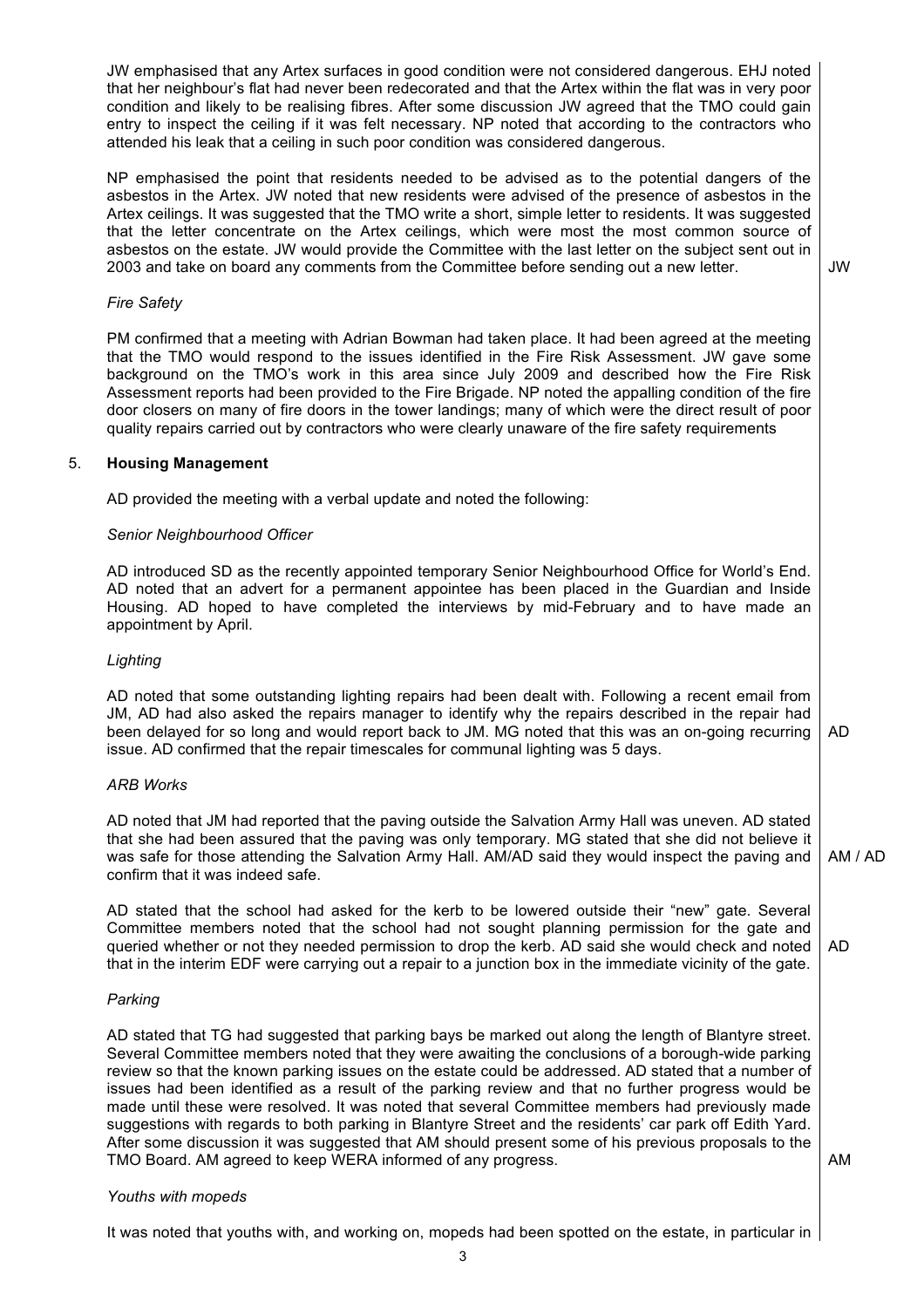JW emphasised that any Artex surfaces in good condition were not considered dangerous. EHJ noted that her neighbour's flat had never been redecorated and that the Artex within the flat was in very poor condition and likely to be realising fibres. After some discussion JW agreed that the TMO could gain entry to inspect the ceiling if it was felt necessary. NP noted that according to the contractors who attended his leak that a ceiling in such poor condition was considered dangerous.

NP emphasised the point that residents needed to be advised as to the potential dangers of the asbestos in the Artex. JW noted that new residents were advised of the presence of asbestos in the Artex ceilings. It was suggested that the TMO write a short, simple letter to residents. It was suggested that the letter concentrate on the Artex ceilings, which were most the most common source of asbestos on the estate. JW would provide the Committee with the last letter on the subject sent out in 2003 and take on board any comments from the Committee before sending out a new letter. **JW**

*Fire Safety*

PM confirmed that a meeting with Adrian Bowman had taken place. It had been agreed at the meeting that the TMO would respond to the issues identified in the Fire Risk Assessment. JW gave some background on the TMO's work in this area since July 2009 and described how the Fire Risk Assessment reports had been provided to the Fire Brigade. NP noted the appalling condition of the fire door closers on many of fire doors in the tower landings; many of which were the direct result of poor quality repairs carried out by contractors who were clearly unaware of the fire safety requirements

## 5. Housing Management

AD provided the meeting with a verbal update and noted the following:

*Senior Neighbourhood Officer*

AD introduced SD as the recently appointed temporary Senior Neighbourhood Office for World's End. AD noted that an advert for a permanent appointee has been placed in the Guardian and Inside Housing. AD hoped to have completed the interviews by mid-February and to have made an appointment by April.

*Lighting*

AD noted that some outstanding lighting repairs had been dealt with. Following a recent email from JM, AD had also asked the repairs manager to identify why the repairs described in the repair had been delayed for so long and would report back to JM. MG noted that this was an on-going recurring issue. AD confirmed that the repair timescales for communal lighting was 5 days. **AD**

*ARB Works*

AD noted that JM had reported that the paving outside the Salvation Army Hall was uneven. AD stated that she had been assured that the paving was only temporary. MG stated that she did not believe it was safe for those attending the Salvation Army Hall. AM/AD said they would inspect the paving and confirm that it was indeed safe. **AM / AD**

AD stated that the school had asked for the kerb to be lowered outside their "new" gate. Several Committee members noted that the school had not sought planning permission for the gate and queried whether or not they needed permission to drop the kerb. AD said she would check and noted that in the interim EDF were carrying out a repair to a junction box in the immediate vicinity of the gate. **AD**

*Parking*

AD stated that TG had suggested that parking bays be marked out along the length of Blantyre street. Several Committee members noted that they were awaiting the conclusions of a borough-wide parking review so that the known parking issues on the estate could be addressed. AD stated that a number of issues had been identified as a result of the parking review and that no further progress would be made until these were resolved. It was noted that several Committee members had previously made suggestions with regards to both parking in Blantyre Street and the residents' car park off Edith Yard. After some discussion it was suggested that AM should present some of his previous proposals to the TMO Board. AM agreed to keep WERA informed of any progress. **AM**

*Youths with mopeds*

It was noted that youths with, and working on, mopeds had been spotted on the estate, in particular in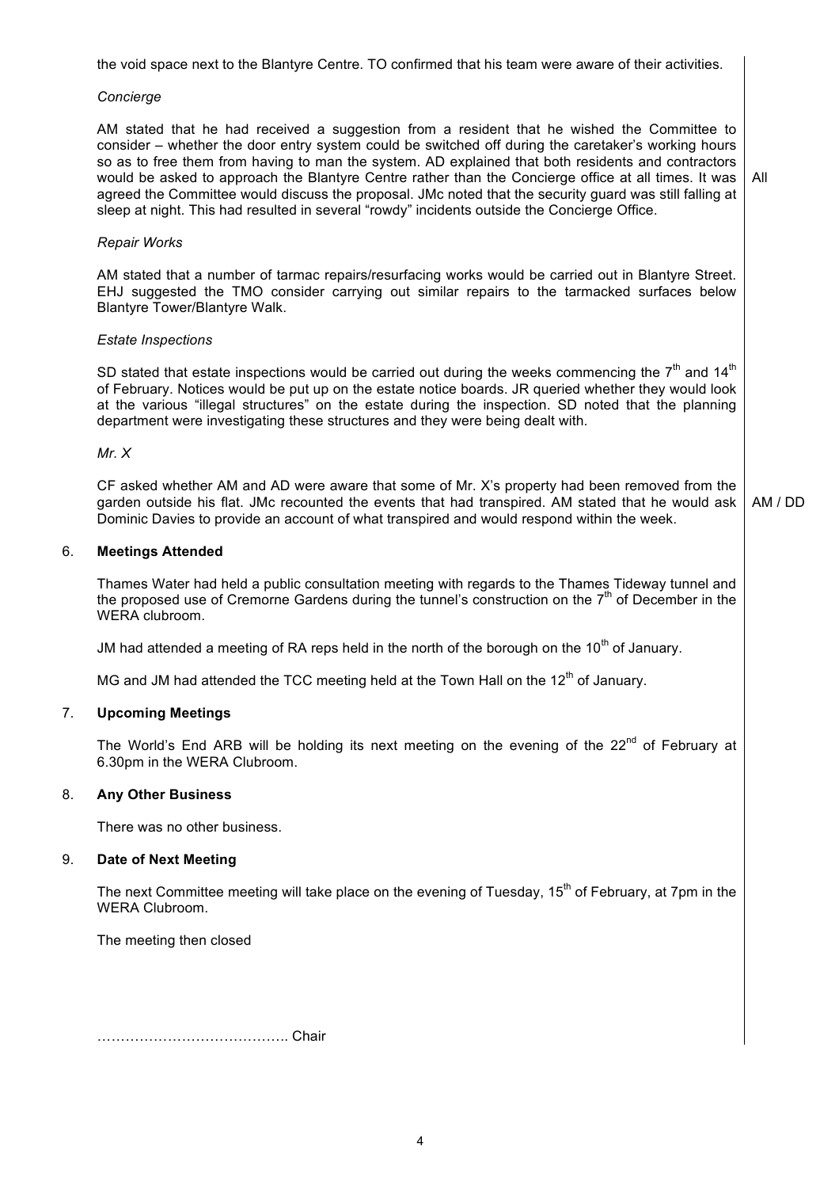the void space next to the Blantyre Centre. TO confirmed that his team were aware of their activities.

*Concierge*

AM stated that he had received a suggestion from a resident that he wished the Committee to consider – whether the door entry system could be switched off during the caretaker's working hours so as to free them from having to man the system. AD explained that both residents and contractors would be asked to approach the Blantyre Centre rather than the Concierge office at all times. It was agreed the Committee would discuss the proposal. JMc noted that the security guard was still falling at sleep at night. This had resulted in several "rowdy" incidents outside the Concierge Office. — **All**

*Repair Works*

AM stated that a number of tarmac repairs/resurfacing works would be carried out in Blantyre Street. EHJ suggested the TMO consider carrying out similar repairs to the tarmacked surfaces below Blantyre Tower/Blantyre Walk.

*Estate Inspections*

SD stated that estate inspections would be carried out during the weeks commencing the 7th and 14th of February. Notices would be put up on the estate notice boards. JR queried whether they would look at the various "illegal structures" on the estate during the inspection. SD noted that the planning department were investigating these structures and they were being dealt with.

*Mr. X*

CF asked whether AM and AD were aware that some of Mr. X's property had been removed from the garden outside his flat. JMc recounted the events that had transpired. AM stated that he would ask Dominic Davies to provide an account of what transpired and would respond within the week. — **AM / DD**

## 6. Meetings Attended

Thames Water had held a public consultation meeting with regards to the Thames Tideway tunnel and the proposed use of Cremorne Gardens during the tunnel's construction on the 7th of December in the WERA clubroom.

JM had attended a meeting of RA reps held in the north of the borough on the 10th of January.

MG and JM had attended the TCC meeting held at the Town Hall on the 12th of January.

## 7. Upcoming Meetings

The World's End ARB will be holding its next meeting on the evening of the 22nd of February at 6.30pm in the WERA Clubroom.

## 8. Any Other Business

There was no other business.

## 9. Date of Next Meeting

The next Committee meeting will take place on the evening of Tuesday, 15th of February, at 7pm in the WERA Clubroom.

The meeting then closed

………………………………….. Chair